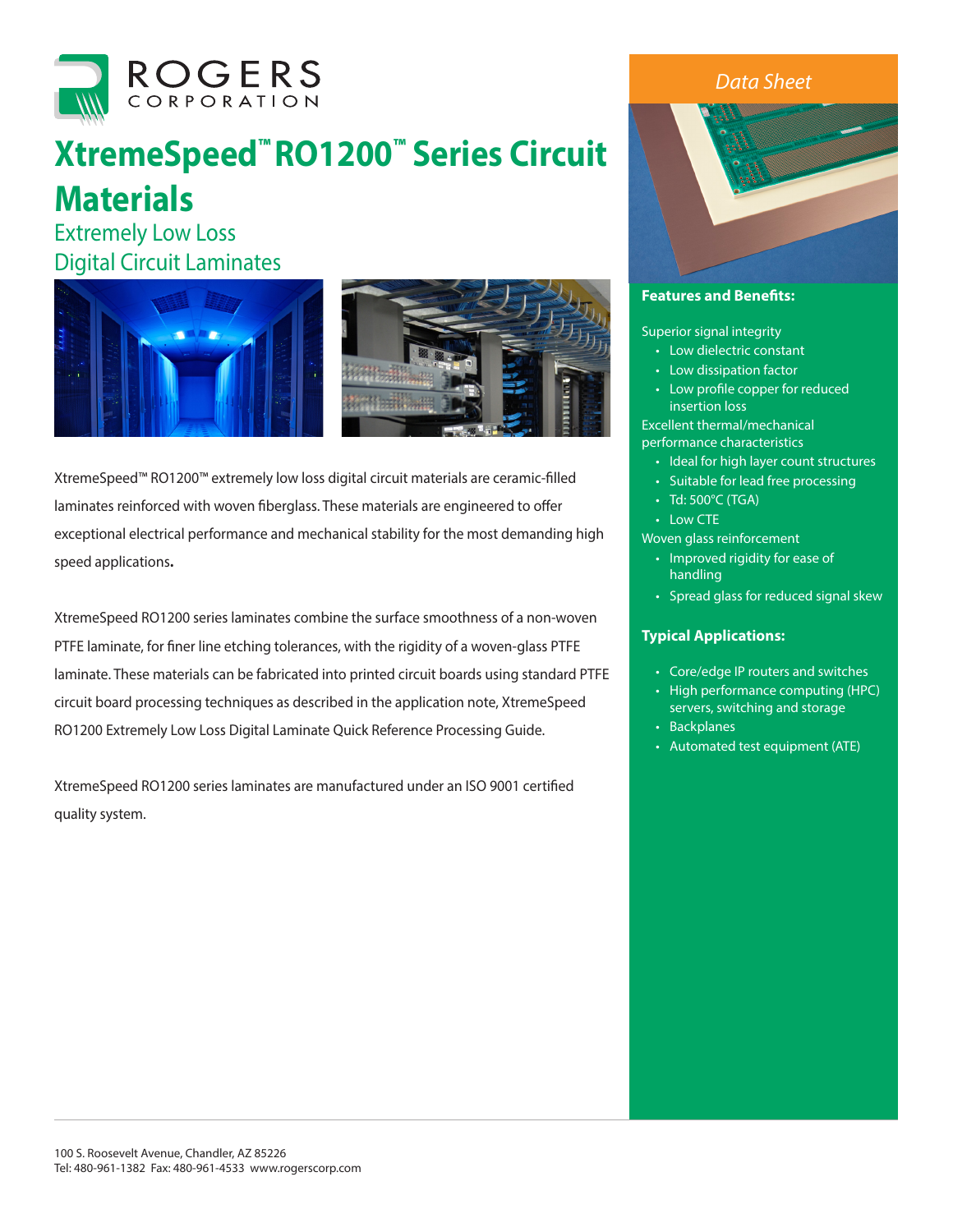# XtremeSpeed™ RO1200™ Series Circuit Materials

## Extremely Low Loss Digital Circuit Laminates

*Data Sheet*

XtremeSpeed™ RO1200™ extremely low loss digital circuit materials are ceramic-filled laminates reinforced with woven fiberglass. These materials are engineered to offer exceptional electrical performance and mechanical stability for the most demanding high speed applications**.**

XtremeSpeed RO1200 series laminates combine the surface smoothness of a non-woven PTFE laminate, for finer line etching tolerances, with the rigidity of a woven-glass PTFE laminate. These materials can be fabricated into printed circuit boards using standard PTFE circuit board processing techniques as described in the application note, XtremeSpeed RO1200 Extremely Low Loss Digital Laminate Quick Reference Processing Guide.

XtremeSpeed RO1200 series laminates are manufactured under an ISO 9001 certified quality system.

### Features and Benefits:

Superior signal integrity
- Low dielectric constant
- Low dissipation factor
- Low profile copper for reduced insertion loss

Excellent thermal/mechanical performance characteristics
- Ideal for high layer count structures
- Suitable for lead free processing
- Td: 500°C (TGA)
- Low CTE

Woven glass reinforcement
- Improved rigidity for ease of handling
- Spread glass for reduced signal skew

### Typical Applications:

- Core/edge IP routers and switches
- High performance computing (HPC) servers, switching and storage
- Backplanes
- Automated test equipment (ATE)

100 S. Roosevelt Avenue, Chandler, AZ 85226
Tel: 480-961-1382 Fax: 480-961-4533 www.rogerscorp.com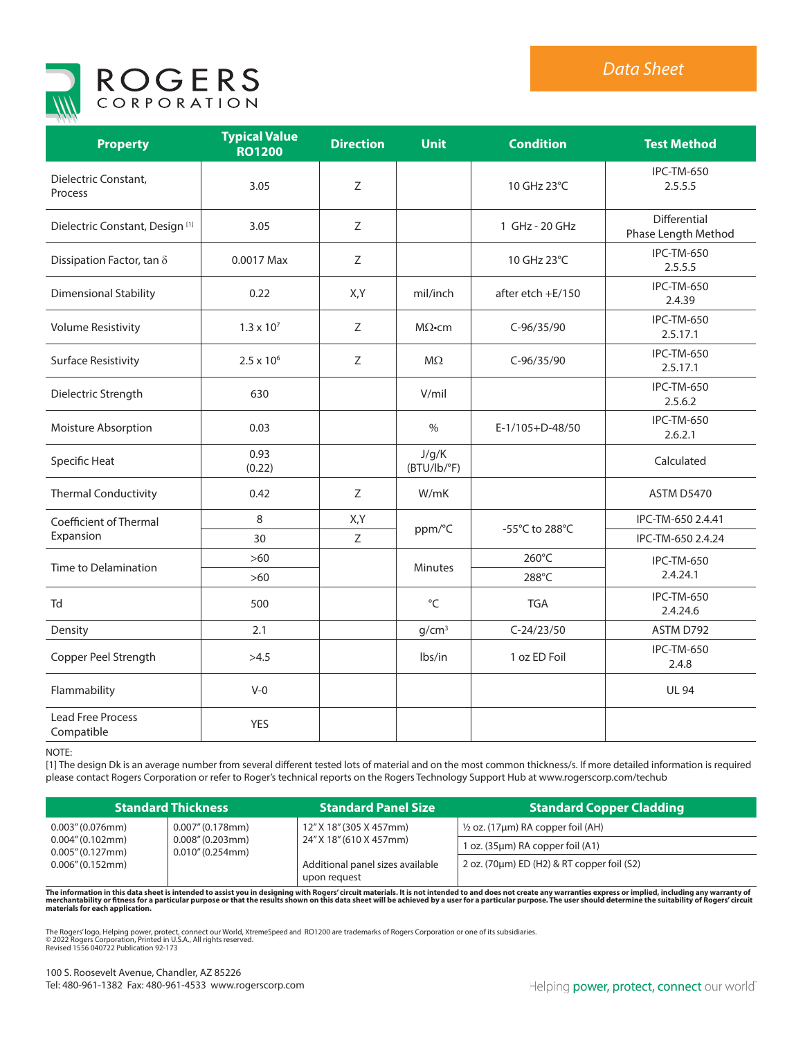ROGERS CORPORATION

Data Sheet

| Property | Typical Value RO1200 | Direction | Unit | Condition | Test Method |
|---|---|---|---|---|---|
| Dielectric Constant, Process | 3.05 | Z | | 10 GHz 23°C | IPC-TM-650 2.5.5.5 |
| Dielectric Constant, Design [1] | 3.05 | Z | | 1 GHz - 20 GHz | Differential Phase Length Method |
| Dissipation Factor, tan δ | 0.0017 Max | Z | | 10 GHz 23°C | IPC-TM-650 2.5.5.5 |
| Dimensional Stability | 0.22 | X,Y | mil/inch | after etch +E/150 | IPC-TM-650 2.4.39 |
| Volume Resistivity | $1.3 \times 10^7$ | Z | MΩ•cm | C-96/35/90 | IPC-TM-650 2.5.17.1 |
| Surface Resistivity | $2.5 \times 10^6$ | Z | MΩ | C-96/35/90 | IPC-TM-650 2.5.17.1 |
| Dielectric Strength | 630 | | V/mil | | IPC-TM-650 2.5.6.2 |
| Moisture Absorption | 0.03 | | % | E-1/105+D-48/50 | IPC-TM-650 2.6.2.1 |
| Specific Heat | 0.93 (0.22) | | J/g/K (BTU/lb/°F) | | Calculated |
| Thermal Conductivity | 0.42 | Z | W/mK | | ASTM D5470 |
| Coefficient of Thermal Expansion | 8 | X,Y | ppm/°C | -55°C to 288°C | IPC-TM-650 2.4.41 |
| | 30 | Z | | | IPC-TM-650 2.4.24 |
| Time to Delamination | >60 | | Minutes | 260°C | IPC-TM-650 2.4.24.1 |
| | >60 | | | 288°C | |
| Td | 500 | | °C | TGA | IPC-TM-650 2.4.24.6 |
| Density | 2.1 | | g/cm³ | C-24/23/50 | ASTM D792 |
| Copper Peel Strength | >4.5 | | lbs/in | 1 oz ED Foil | IPC-TM-650 2.4.8 |
| Flammability | V-0 | | | | UL 94 |
| Lead Free Process Compatible | YES | | | | |

NOTE:
[1] The design Dk is an average number from several different tested lots of material and on the most common thickness/s. If more detailed information is required please contact Rogers Corporation or refer to Roger's technical reports on the Rogers Technology Support Hub at www.rogerscorp.com/techub

| Standard Thickness | | Standard Panel Size | Standard Copper Cladding |
|---|---|---|---|
| 0.003" (0.076mm) | 0.007" (0.178mm) | 12" X 18" (305 X 457mm) | ½ oz. (17µm) RA copper foil (AH) |
| 0.004" (0.102mm) | 0.008" (0.203mm) | 24" X 18" (610 X 457mm) | 1 oz. (35µm) RA copper foil (A1) |
| 0.005" (0.127mm) | 0.010" (0.254mm) | Additional panel sizes available upon request | 2 oz. (70µm) ED (H2) & RT copper foil (S2) |
| 0.006" (0.152mm) | | | |

**The information in this data sheet is intended to assist you in designing with Rogers' circuit materials. It is not intended to and does not create any warranties express or implied, including any warranty of merchantability or fitness for a particular purpose or that the results shown on this data sheet will be achieved by a user for a particular purpose. The user should determine the suitability of Rogers' circuit materials for each application.**

The Rogers' logo, Helping power, protect, connect our World, XtremeSpeed and RO1200 are trademarks of Rogers Corporation or one of its subsidiaries.
© 2022 Rogers Corporation, Printed in U.S.A., All rights reserved.
Revised 1556 040722 Publication 92-173

100 S. Roosevelt Avenue, Chandler, AZ 85226
Tel: 480-961-1382 Fax: 480-961-4533 www.rogerscorp.com

Helping power, protect, connect our world®